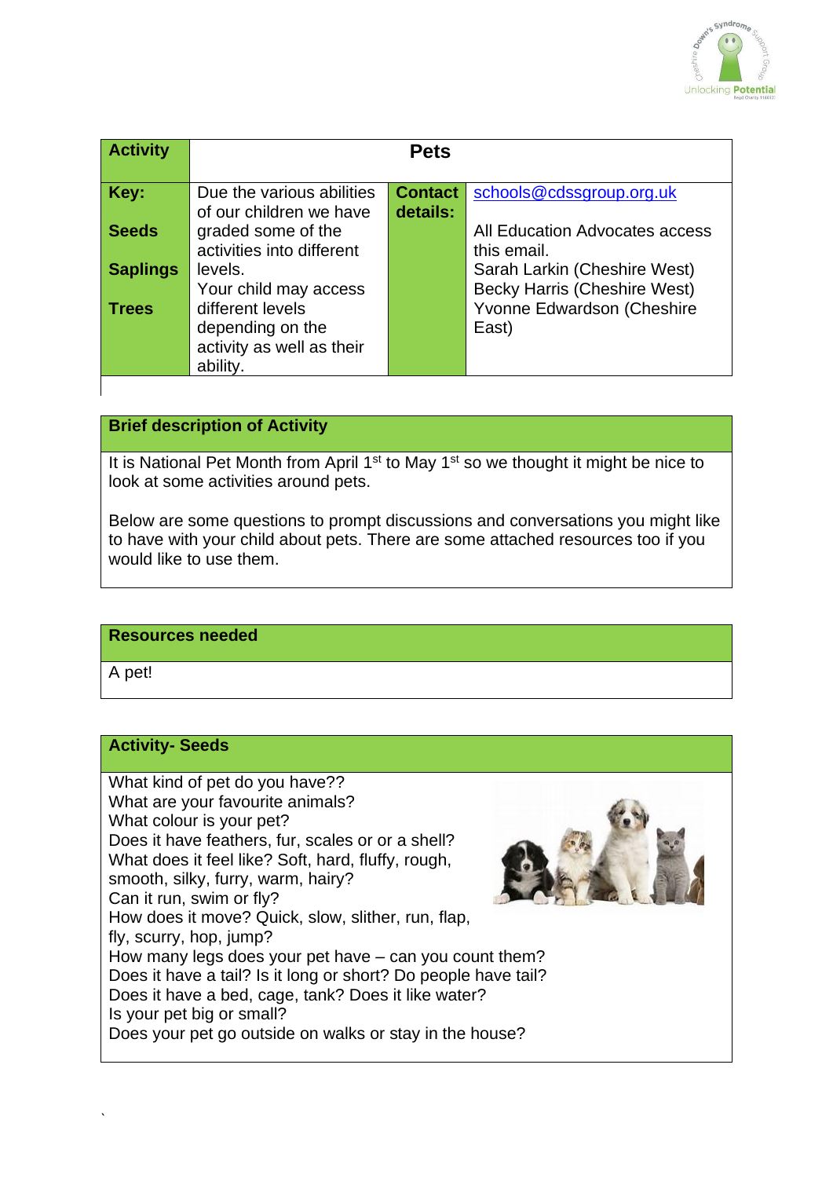| Activity | Pets | | |
|---|---|---|---|
| **Key:**<br><br>**Seeds**<br><br>**Saplings**<br><br>**Trees** | Due the various abilities of our children we have graded some of the activities into different levels.<br>Your child may access different levels depending on the activity as well as their ability. | **Contact details:** | schools@cdssgroup.org.uk<br><br>All Education Advocates access this email.<br>Sarah Larkin (Cheshire West)<br>Becky Harris (Cheshire West)<br>Yvonne Edwardson (Cheshire East) |

| Brief description of Activity |
|---|
| It is National Pet Month from April 1st to May 1st so we thought it might be nice to look at some activities around pets.<br><br>Below are some questions to prompt discussions and conversations you might like to have with your child about pets. There are some attached resources too if you would like to use them. |

| Resources needed |
|---|
| A pet! |

| Activity- Seeds |
|---|
| What kind of pet do you have??<br>What are your favourite animals?<br>What colour is your pet?<br>Does it have feathers, fur, scales or or a shell?<br>What does it feel like? Soft, hard, fluffy, rough, smooth, silky, furry, warm, hairy?<br>Can it run, swim or fly?<br>How does it move? Quick, slow, slither, run, flap, fly, scurry, hop, jump?<br>How many legs does your pet have – can you count them?<br>Does it have a tail? Is it long or short? Do people have tail?<br>Does it have a bed, cage, tank? Does it like water?<br>Is your pet big or small?<br>Does your pet go outside on walks or stay in the house? |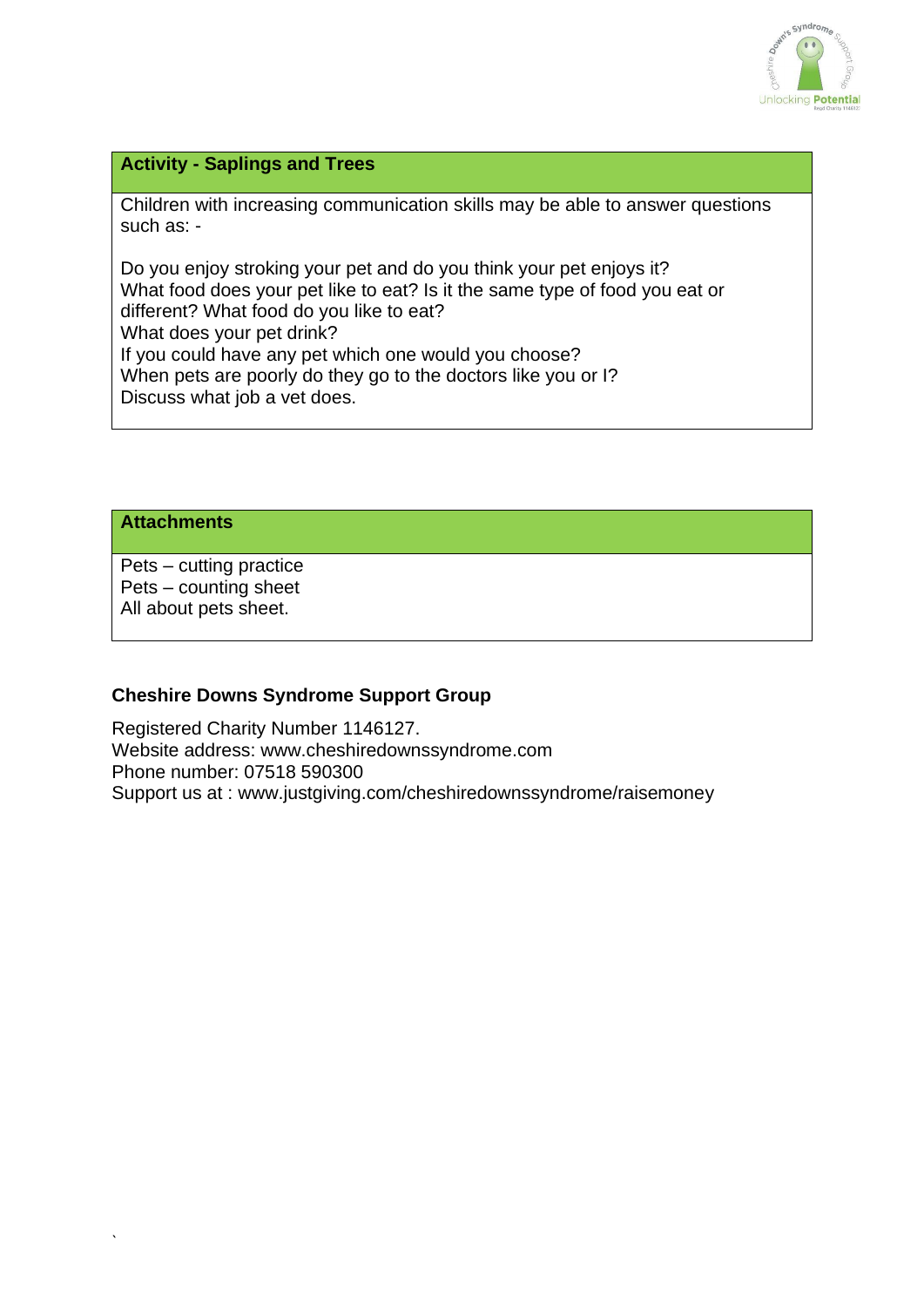## Activity - Saplings and Trees

Children with increasing communication skills may be able to answer questions such as: -

Do you enjoy stroking your pet and do you think your pet enjoys it?
What food does your pet like to eat? Is it the same type of food you eat or different? What food do you like to eat?
What does your pet drink?
If you could have any pet which one would you choose?
When pets are poorly do they go to the doctors like you or I?
Discuss what job a vet does.

## Attachments

Pets – cutting practice
Pets – counting sheet
All about pets sheet.

### Cheshire Downs Syndrome Support Group

Registered Charity Number 1146127.
Website address: www.cheshiredownssyndrome.com
Phone number: 07518 590300
Support us at : www.justgiving.com/cheshiredownssyndrome/raisemoney